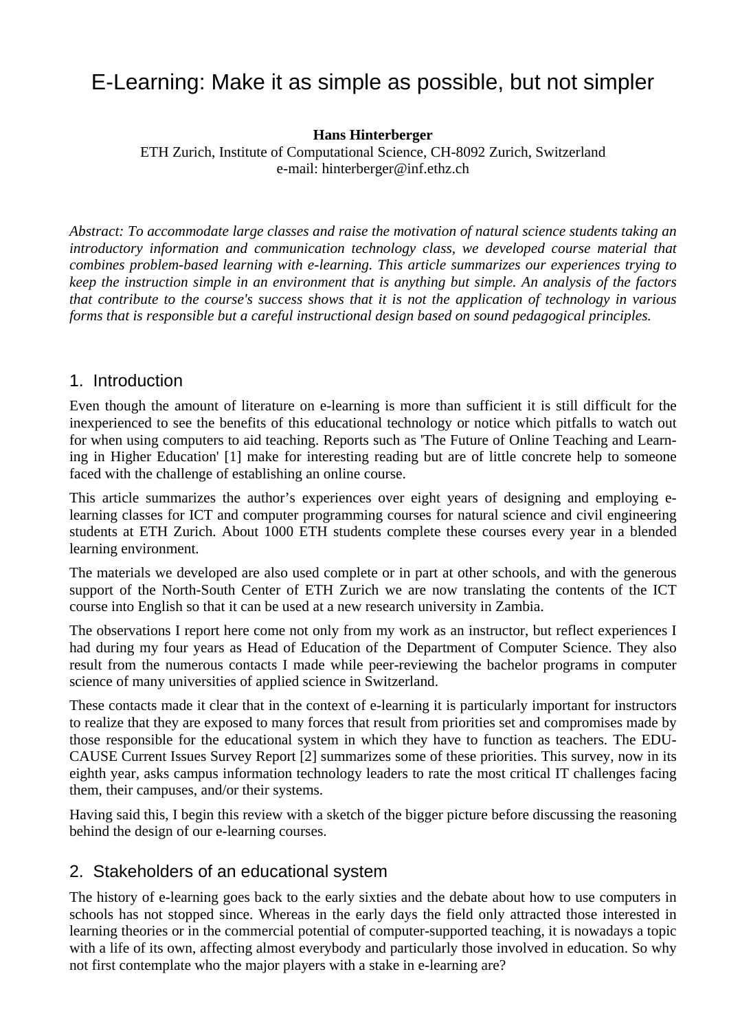# E-Learning: Make it as simple as possible, but not simpler

**Hans Hinterberger**

ETH Zurich, Institute of Computational Science, CH-8092 Zurich, Switzerland
e-mail: hinterberger@inf.ethz.ch

*Abstract: To accommodate large classes and raise the motivation of natural science students taking an introductory information and communication technology class, we developed course material that combines problem-based learning with e-learning. This article summarizes our experiences trying to keep the instruction simple in an environment that is anything but simple. An analysis of the factors that contribute to the course's success shows that it is not the application of technology in various forms that is responsible but a careful instructional design based on sound pedagogical principles.*

## 1. Introduction

Even though the amount of literature on e-learning is more than sufficient it is still difficult for the inexperienced to see the benefits of this educational technology or notice which pitfalls to watch out for when using computers to aid teaching. Reports such as 'The Future of Online Teaching and Learning in Higher Education' [1] make for interesting reading but are of little concrete help to someone faced with the challenge of establishing an online course.

This article summarizes the author's experiences over eight years of designing and employing e-learning classes for ICT and computer programming courses for natural science and civil engineering students at ETH Zurich. About 1000 ETH students complete these courses every year in a blended learning environment.

The materials we developed are also used complete or in part at other schools, and with the generous support of the North-South Center of ETH Zurich we are now translating the contents of the ICT course into English so that it can be used at a new research university in Zambia.

The observations I report here come not only from my work as an instructor, but reflect experiences I had during my four years as Head of Education of the Department of Computer Science. They also result from the numerous contacts I made while peer-reviewing the bachelor programs in computer science of many universities of applied science in Switzerland.

These contacts made it clear that in the context of e-learning it is particularly important for instructors to realize that they are exposed to many forces that result from priorities set and compromises made by those responsible for the educational system in which they have to function as teachers. The EDUCAUSE Current Issues Survey Report [2] summarizes some of these priorities. This survey, now in its eighth year, asks campus information technology leaders to rate the most critical IT challenges facing them, their campuses, and/or their systems.

Having said this, I begin this review with a sketch of the bigger picture before discussing the reasoning behind the design of our e-learning courses.

## 2. Stakeholders of an educational system

The history of e-learning goes back to the early sixties and the debate about how to use computers in schools has not stopped since. Whereas in the early days the field only attracted those interested in learning theories or in the commercial potential of computer-supported teaching, it is nowadays a topic with a life of its own, affecting almost everybody and particularly those involved in education. So why not first contemplate who the major players with a stake in e-learning are?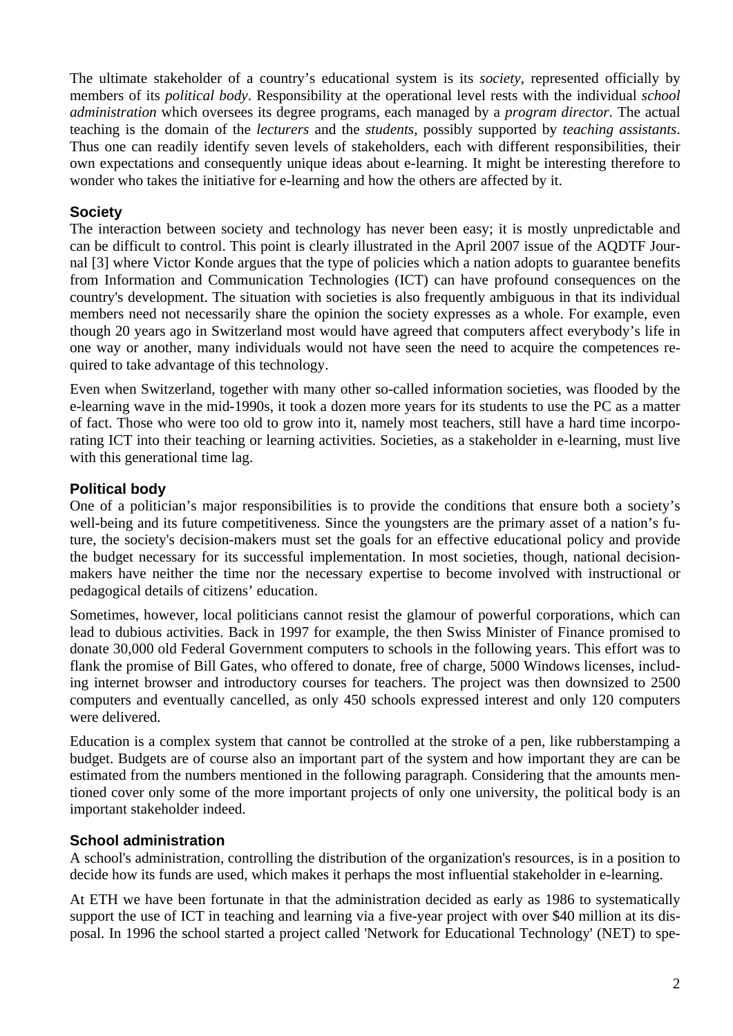The ultimate stakeholder of a country's educational system is its *society*, represented officially by members of its *political body*. Responsibility at the operational level rests with the individual *school administration* which oversees its degree programs, each managed by a *program director*. The actual teaching is the domain of the *lecturers* and the *students*, possibly supported by *teaching assistants*. Thus one can readily identify seven levels of stakeholders, each with different responsibilities, their own expectations and consequently unique ideas about e-learning. It might be interesting therefore to wonder who takes the initiative for e-learning and how the others are affected by it.

## Society

The interaction between society and technology has never been easy; it is mostly unpredictable and can be difficult to control. This point is clearly illustrated in the April 2007 issue of the AQDTF Journal [3] where Victor Konde argues that the type of policies which a nation adopts to guarantee benefits from Information and Communication Technologies (ICT) can have profound consequences on the country's development. The situation with societies is also frequently ambiguous in that its individual members need not necessarily share the opinion the society expresses as a whole. For example, even though 20 years ago in Switzerland most would have agreed that computers affect everybody's life in one way or another, many individuals would not have seen the need to acquire the competences required to take advantage of this technology.

Even when Switzerland, together with many other so-called information societies, was flooded by the e-learning wave in the mid-1990s, it took a dozen more years for its students to use the PC as a matter of fact. Those who were too old to grow into it, namely most teachers, still have a hard time incorporating ICT into their teaching or learning activities. Societies, as a stakeholder in e-learning, must live with this generational time lag.

## Political body

One of a politician's major responsibilities is to provide the conditions that ensure both a society's well-being and its future competitiveness. Since the youngsters are the primary asset of a nation's future, the society's decision-makers must set the goals for an effective educational policy and provide the budget necessary for its successful implementation. In most societies, though, national decision-makers have neither the time nor the necessary expertise to become involved with instructional or pedagogical details of citizens' education.

Sometimes, however, local politicians cannot resist the glamour of powerful corporations, which can lead to dubious activities. Back in 1997 for example, the then Swiss Minister of Finance promised to donate 30,000 old Federal Government computers to schools in the following years. This effort was to flank the promise of Bill Gates, who offered to donate, free of charge, 5000 Windows licenses, including internet browser and introductory courses for teachers. The project was then downsized to 2500 computers and eventually cancelled, as only 450 schools expressed interest and only 120 computers were delivered.

Education is a complex system that cannot be controlled at the stroke of a pen, like rubberstamping a budget. Budgets are of course also an important part of the system and how important they are can be estimated from the numbers mentioned in the following paragraph. Considering that the amounts mentioned cover only some of the more important projects of only one university, the political body is an important stakeholder indeed.

## School administration

A school's administration, controlling the distribution of the organization's resources, is in a position to decide how its funds are used, which makes it perhaps the most influential stakeholder in e-learning.

At ETH we have been fortunate in that the administration decided as early as 1986 to systematically support the use of ICT in teaching and learning via a five-year project with over $40 million at its disposal. In 1996 the school started a project called 'Network for Educational Technology' (NET) to spe-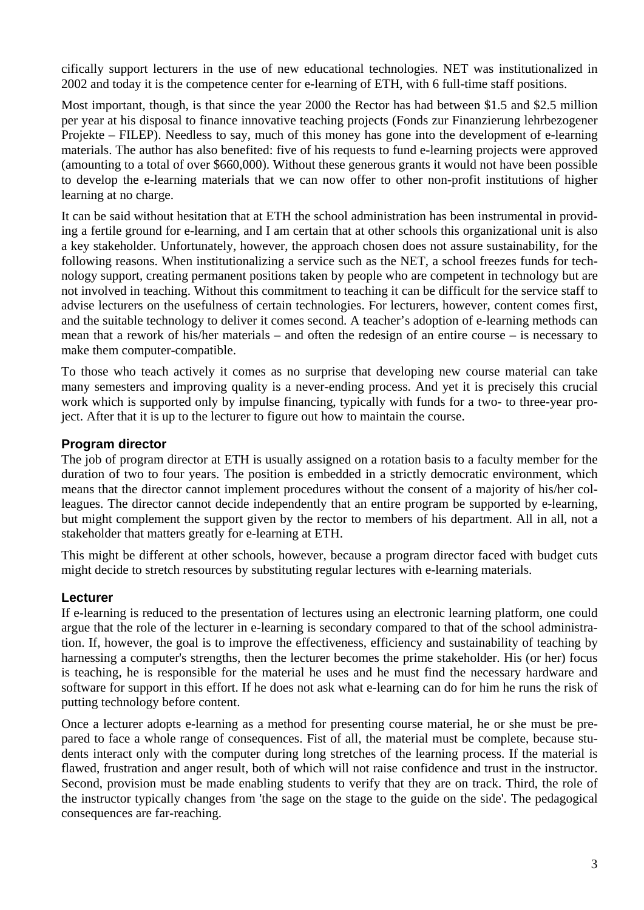cifically support lecturers in the use of new educational technologies. NET was institutionalized in 2002 and today it is the competence center for e-learning of ETH, with 6 full-time staff positions.

Most important, though, is that since the year 2000 the Rector has had between $1.5 and $2.5 million per year at his disposal to finance innovative teaching projects (Fonds zur Finanzierung lehrbezogener Projekte – FILEP). Needless to say, much of this money has gone into the development of e-learning materials. The author has also benefited: five of his requests to fund e-learning projects were approved (amounting to a total of over $660,000). Without these generous grants it would not have been possible to develop the e-learning materials that we can now offer to other non-profit institutions of higher learning at no charge.

It can be said without hesitation that at ETH the school administration has been instrumental in providing a fertile ground for e-learning, and I am certain that at other schools this organizational unit is also a key stakeholder. Unfortunately, however, the approach chosen does not assure sustainability, for the following reasons. When institutionalizing a service such as the NET, a school freezes funds for technology support, creating permanent positions taken by people who are competent in technology but are not involved in teaching. Without this commitment to teaching it can be difficult for the service staff to advise lecturers on the usefulness of certain technologies. For lecturers, however, content comes first, and the suitable technology to deliver it comes second. A teacher's adoption of e-learning methods can mean that a rework of his/her materials – and often the redesign of an entire course – is necessary to make them computer-compatible.

To those who teach actively it comes as no surprise that developing new course material can take many semesters and improving quality is a never-ending process. And yet it is precisely this crucial work which is supported only by impulse financing, typically with funds for a two- to three-year project. After that it is up to the lecturer to figure out how to maintain the course.

### Program director

The job of program director at ETH is usually assigned on a rotation basis to a faculty member for the duration of two to four years. The position is embedded in a strictly democratic environment, which means that the director cannot implement procedures without the consent of a majority of his/her colleagues. The director cannot decide independently that an entire program be supported by e-learning, but might complement the support given by the rector to members of his department. All in all, not a stakeholder that matters greatly for e-learning at ETH.

This might be different at other schools, however, because a program director faced with budget cuts might decide to stretch resources by substituting regular lectures with e-learning materials.

### Lecturer

If e-learning is reduced to the presentation of lectures using an electronic learning platform, one could argue that the role of the lecturer in e-learning is secondary compared to that of the school administration. If, however, the goal is to improve the effectiveness, efficiency and sustainability of teaching by harnessing a computer's strengths, then the lecturer becomes the prime stakeholder. His (or her) focus is teaching, he is responsible for the material he uses and he must find the necessary hardware and software for support in this effort. If he does not ask what e-learning can do for him he runs the risk of putting technology before content.

Once a lecturer adopts e-learning as a method for presenting course material, he or she must be prepared to face a whole range of consequences. Fist of all, the material must be complete, because students interact only with the computer during long stretches of the learning process. If the material is flawed, frustration and anger result, both of which will not raise confidence and trust in the instructor. Second, provision must be made enabling students to verify that they are on track. Third, the role of the instructor typically changes from 'the sage on the stage to the guide on the side'. The pedagogical consequences are far-reaching.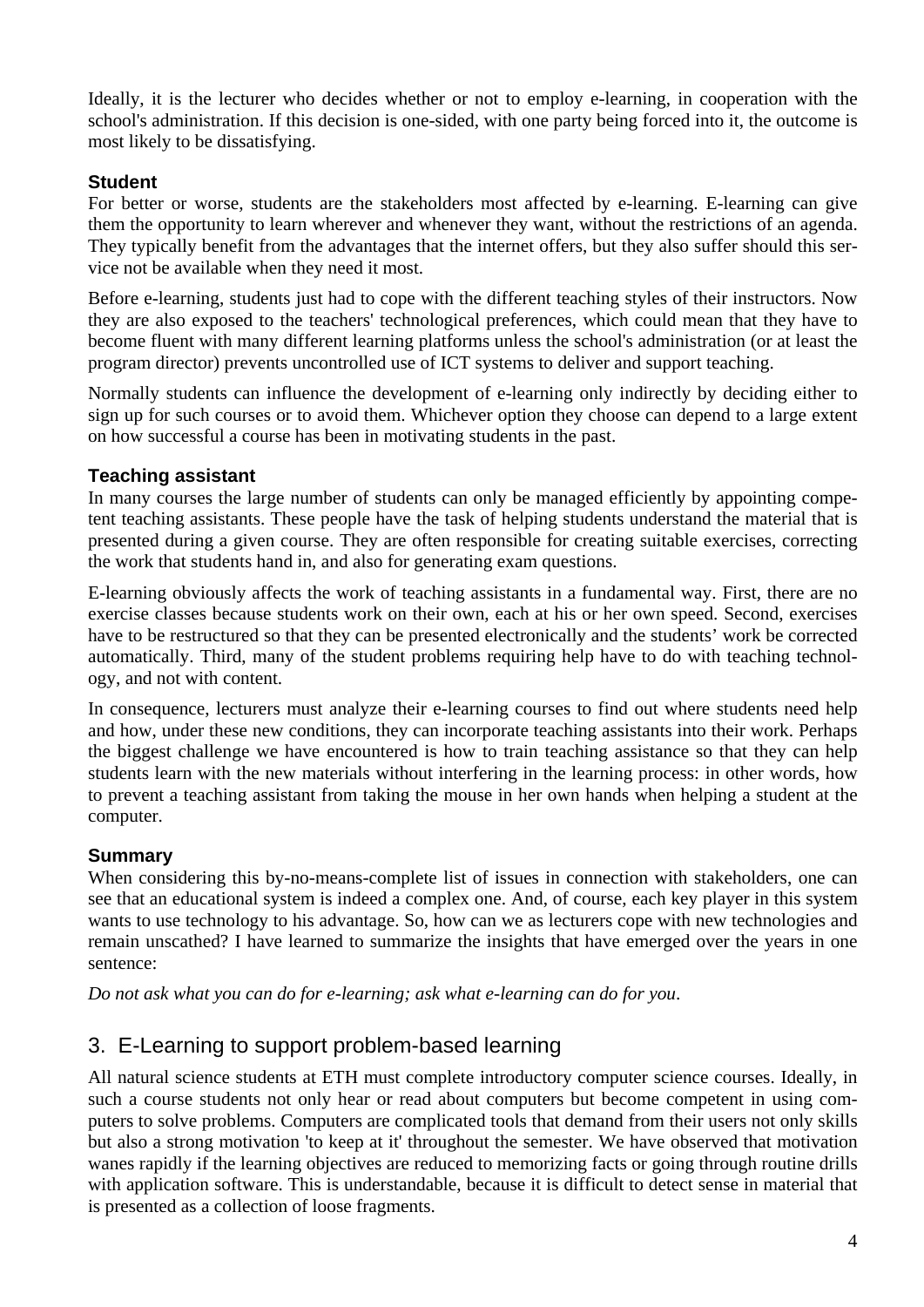Ideally, it is the lecturer who decides whether or not to employ e-learning, in cooperation with the school's administration. If this decision is one-sided, with one party being forced into it, the outcome is most likely to be dissatisfying.

### Student

For better or worse, students are the stakeholders most affected by e-learning. E-learning can give them the opportunity to learn wherever and whenever they want, without the restrictions of an agenda. They typically benefit from the advantages that the internet offers, but they also suffer should this service not be available when they need it most.

Before e-learning, students just had to cope with the different teaching styles of their instructors. Now they are also exposed to the teachers' technological preferences, which could mean that they have to become fluent with many different learning platforms unless the school's administration (or at least the program director) prevents uncontrolled use of ICT systems to deliver and support teaching.

Normally students can influence the development of e-learning only indirectly by deciding either to sign up for such courses or to avoid them. Whichever option they choose can depend to a large extent on how successful a course has been in motivating students in the past.

### Teaching assistant

In many courses the large number of students can only be managed efficiently by appointing competent teaching assistants. These people have the task of helping students understand the material that is presented during a given course. They are often responsible for creating suitable exercises, correcting the work that students hand in, and also for generating exam questions.

E-learning obviously affects the work of teaching assistants in a fundamental way. First, there are no exercise classes because students work on their own, each at his or her own speed. Second, exercises have to be restructured so that they can be presented electronically and the students' work be corrected automatically. Third, many of the student problems requiring help have to do with teaching technology, and not with content.

In consequence, lecturers must analyze their e-learning courses to find out where students need help and how, under these new conditions, they can incorporate teaching assistants into their work. Perhaps the biggest challenge we have encountered is how to train teaching assistance so that they can help students learn with the new materials without interfering in the learning process: in other words, how to prevent a teaching assistant from taking the mouse in her own hands when helping a student at the computer.

### Summary

When considering this by-no-means-complete list of issues in connection with stakeholders, one can see that an educational system is indeed a complex one. And, of course, each key player in this system wants to use technology to his advantage. So, how can we as lecturers cope with new technologies and remain unscathed? I have learned to summarize the insights that have emerged over the years in one sentence:

*Do not ask what you can do for e-learning; ask what e-learning can do for you*.

## 3. E-Learning to support problem-based learning

All natural science students at ETH must complete introductory computer science courses. Ideally, in such a course students not only hear or read about computers but become competent in using computers to solve problems. Computers are complicated tools that demand from their users not only skills but also a strong motivation 'to keep at it' throughout the semester. We have observed that motivation wanes rapidly if the learning objectives are reduced to memorizing facts or going through routine drills with application software. This is understandable, because it is difficult to detect sense in material that is presented as a collection of loose fragments.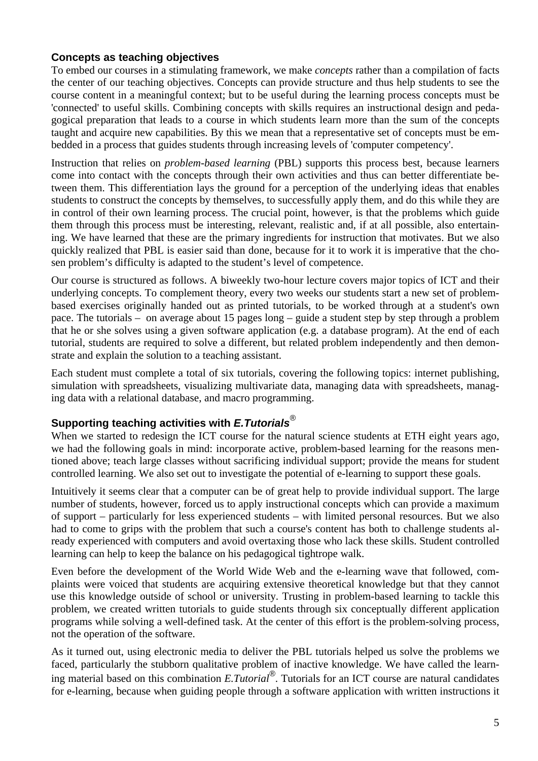## Concepts as teaching objectives

To embed our courses in a stimulating framework, we make *concepts* rather than a compilation of facts the center of our teaching objectives. Concepts can provide structure and thus help students to see the course content in a meaningful context; but to be useful during the learning process concepts must be 'connected' to useful skills. Combining concepts with skills requires an instructional design and pedagogical preparation that leads to a course in which students learn more than the sum of the concepts taught and acquire new capabilities. By this we mean that a representative set of concepts must be embedded in a process that guides students through increasing levels of 'computer competency'.

Instruction that relies on *problem-based learning* (PBL) supports this process best, because learners come into contact with the concepts through their own activities and thus can better differentiate between them. This differentiation lays the ground for a perception of the underlying ideas that enables students to construct the concepts by themselves, to successfully apply them, and do this while they are in control of their own learning process. The crucial point, however, is that the problems which guide them through this process must be interesting, relevant, realistic and, if at all possible, also entertaining. We have learned that these are the primary ingredients for instruction that motivates. But we also quickly realized that PBL is easier said than done, because for it to work it is imperative that the chosen problem's difficulty is adapted to the student's level of competence.

Our course is structured as follows. A biweekly two-hour lecture covers major topics of ICT and their underlying concepts. To complement theory, every two weeks our students start a new set of problem-based exercises originally handed out as printed tutorials, to be worked through at a student's own pace. The tutorials – on average about 15 pages long – guide a student step by step through a problem that he or she solves using a given software application (e.g. a database program). At the end of each tutorial, students are required to solve a different, but related problem independently and then demonstrate and explain the solution to a teaching assistant.

Each student must complete a total of six tutorials, covering the following topics: internet publishing, simulation with spreadsheets, visualizing multivariate data, managing data with spreadsheets, managing data with a relational database, and macro programming.

## Supporting teaching activities with *E.Tutorials*®

When we started to redesign the ICT course for the natural science students at ETH eight years ago, we had the following goals in mind: incorporate active, problem-based learning for the reasons mentioned above; teach large classes without sacrificing individual support; provide the means for student controlled learning. We also set out to investigate the potential of e-learning to support these goals.

Intuitively it seems clear that a computer can be of great help to provide individual support. The large number of students, however, forced us to apply instructional concepts which can provide a maximum of support – particularly for less experienced students – with limited personal resources. But we also had to come to grips with the problem that such a course's content has both to challenge students already experienced with computers and avoid overtaxing those who lack these skills. Student controlled learning can help to keep the balance on his pedagogical tightrope walk.

Even before the development of the World Wide Web and the e-learning wave that followed, complaints were voiced that students are acquiring extensive theoretical knowledge but that they cannot use this knowledge outside of school or university. Trusting in problem-based learning to tackle this problem, we created written tutorials to guide students through six conceptually different application programs while solving a well-defined task. At the center of this effort is the problem-solving process, not the operation of the software.

As it turned out, using electronic media to deliver the PBL tutorials helped us solve the problems we faced, particularly the stubborn qualitative problem of inactive knowledge. We have called the learning material based on this combination *E.Tutorial*®. Tutorials for an ICT course are natural candidates for e-learning, because when guiding people through a software application with written instructions it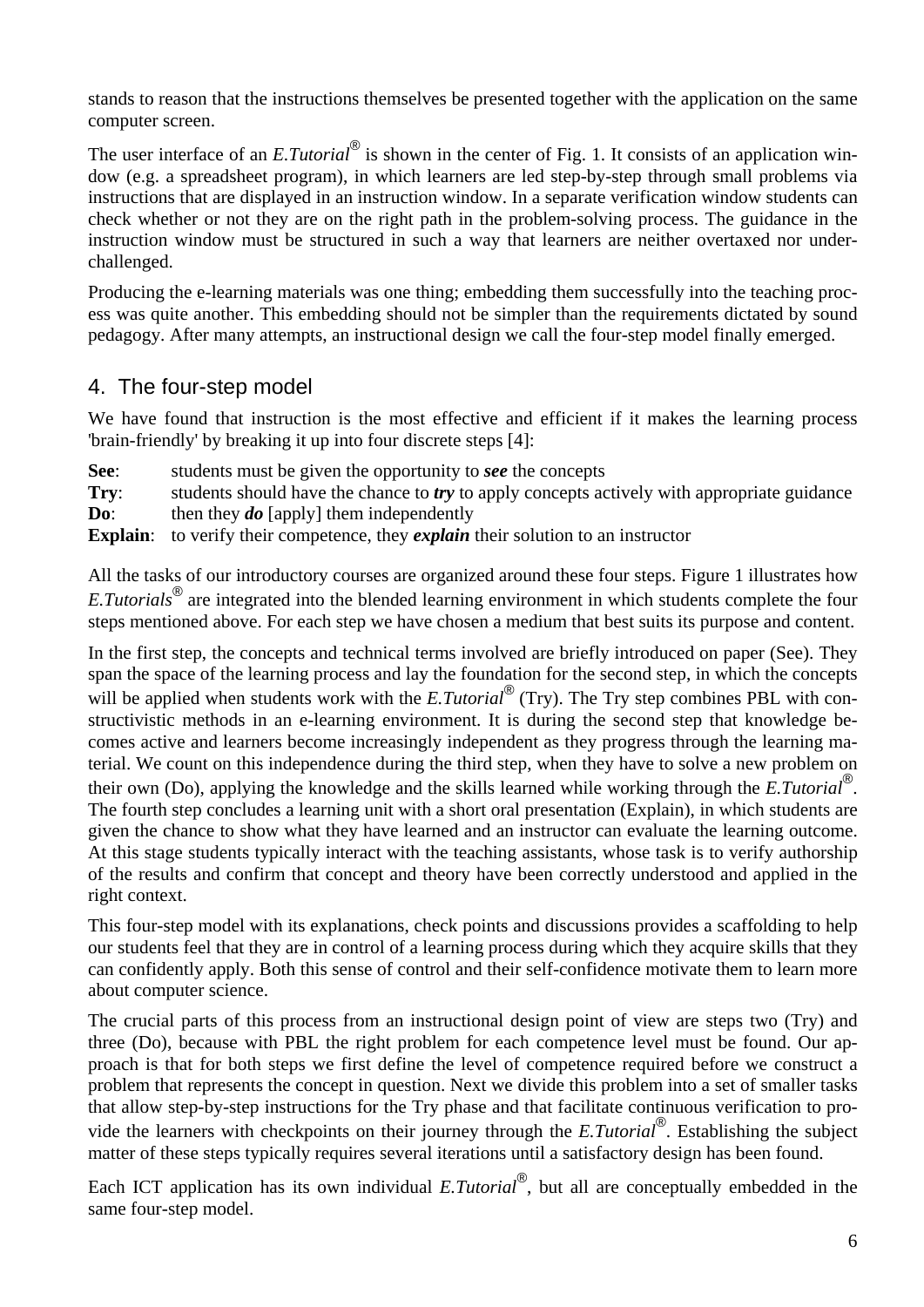stands to reason that the instructions themselves be presented together with the application on the same computer screen.

The user interface of an *E.Tutorial®* is shown in the center of Fig. 1. It consists of an application window (e.g. a spreadsheet program), in which learners are led step-by-step through small problems via instructions that are displayed in an instruction window. In a separate verification window students can check whether or not they are on the right path in the problem-solving process. The guidance in the instruction window must be structured in such a way that learners are neither overtaxed nor underchallenged.

Producing the e-learning materials was one thing; embedding them successfully into the teaching process was quite another. This embedding should not be simpler than the requirements dictated by sound pedagogy. After many attempts, an instructional design we call the four-step model finally emerged.

## 4. The four-step model

We have found that instruction is the most effective and efficient if it makes the learning process 'brain-friendly' by breaking it up into four discrete steps [4]:

**See**: students must be given the opportunity to ***see*** the concepts
**Try**: students should have the chance to ***try*** to apply concepts actively with appropriate guidance
**Do**: then they ***do*** [apply] them independently
**Explain**: to verify their competence, they ***explain*** their solution to an instructor

All the tasks of our introductory courses are organized around these four steps. Figure 1 illustrates how *E.Tutorials®* are integrated into the blended learning environment in which students complete the four steps mentioned above. For each step we have chosen a medium that best suits its purpose and content.

In the first step, the concepts and technical terms involved are briefly introduced on paper (See). They span the space of the learning process and lay the foundation for the second step, in which the concepts will be applied when students work with the *E.Tutorial®* (Try). The Try step combines PBL with constructivistic methods in an e-learning environment. It is during the second step that knowledge becomes active and learners become increasingly independent as they progress through the learning material. We count on this independence during the third step, when they have to solve a new problem on their own (Do), applying the knowledge and the skills learned while working through the *E.Tutorial®*. The fourth step concludes a learning unit with a short oral presentation (Explain), in which students are given the chance to show what they have learned and an instructor can evaluate the learning outcome. At this stage students typically interact with the teaching assistants, whose task is to verify authorship of the results and confirm that concept and theory have been correctly understood and applied in the right context.

This four-step model with its explanations, check points and discussions provides a scaffolding to help our students feel that they are in control of a learning process during which they acquire skills that they can confidently apply. Both this sense of control and their self-confidence motivate them to learn more about computer science.

The crucial parts of this process from an instructional design point of view are steps two (Try) and three (Do), because with PBL the right problem for each competence level must be found. Our approach is that for both steps we first define the level of competence required before we construct a problem that represents the concept in question. Next we divide this problem into a set of smaller tasks that allow step-by-step instructions for the Try phase and that facilitate continuous verification to provide the learners with checkpoints on their journey through the *E.Tutorial®*. Establishing the subject matter of these steps typically requires several iterations until a satisfactory design has been found.

Each ICT application has its own individual *E.Tutorial®*, but all are conceptually embedded in the same four-step model.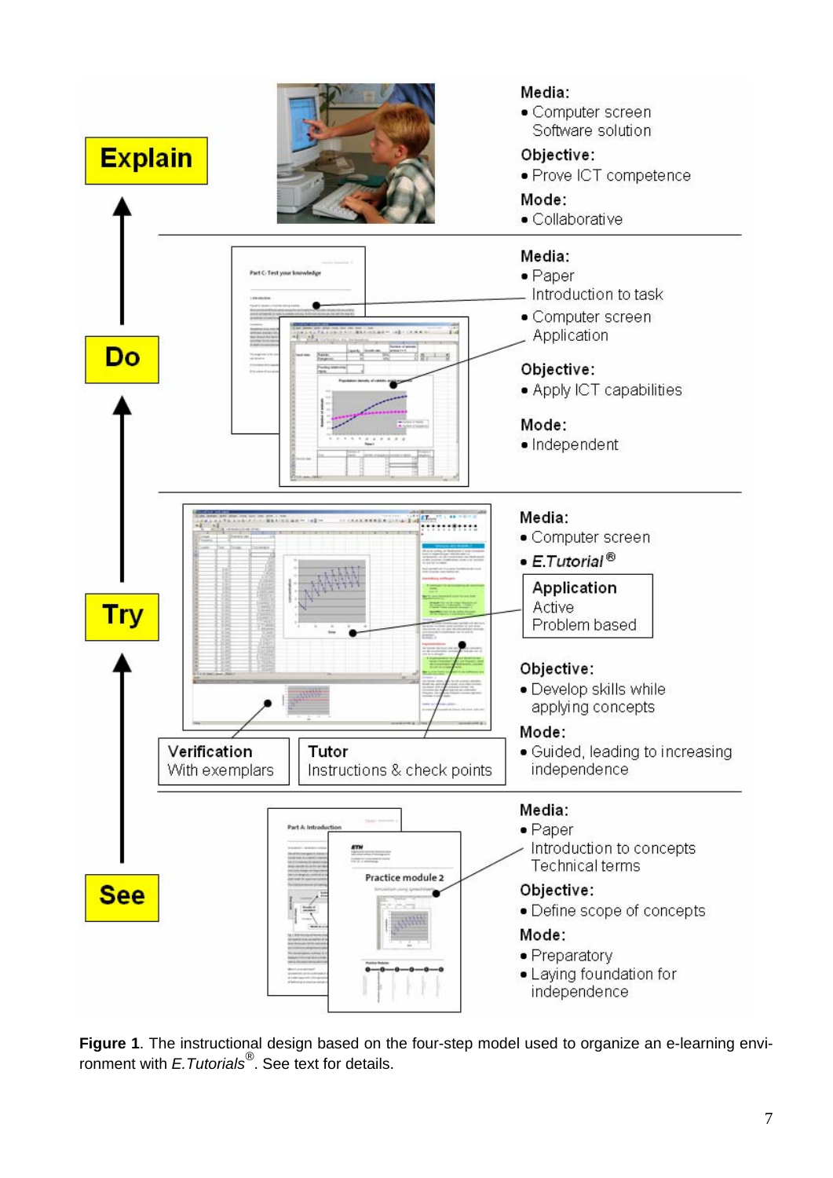Explain

**Media:**
- Computer screen
  Software solution

**Objective:**
- Prove ICT competence

**Mode:**
- Collaborative

Do

**Media:**
- Paper
  Introduction to task
- Computer screen
  Application

**Objective:**
- Apply ICT capabilities

**Mode:**
- Independent

Try

**Media:**
- Computer screen
- *E.Tutorial*®

Application
Active
Problem based

Verification
With exemplars

Tutor
Instructions & check points

**Objective:**
- Develop skills while applying concepts

**Mode:**
- Guided, leading to increasing independence

See

**Media:**
- Paper
  Introduction to concepts
  Technical terms

**Objective:**
- Define scope of concepts

**Mode:**
- Preparatory
- Laying foundation for independence

**Figure 1**. The instructional design based on the four-step model used to organize an e-learning environment with *E.Tutorials*®. See text for details.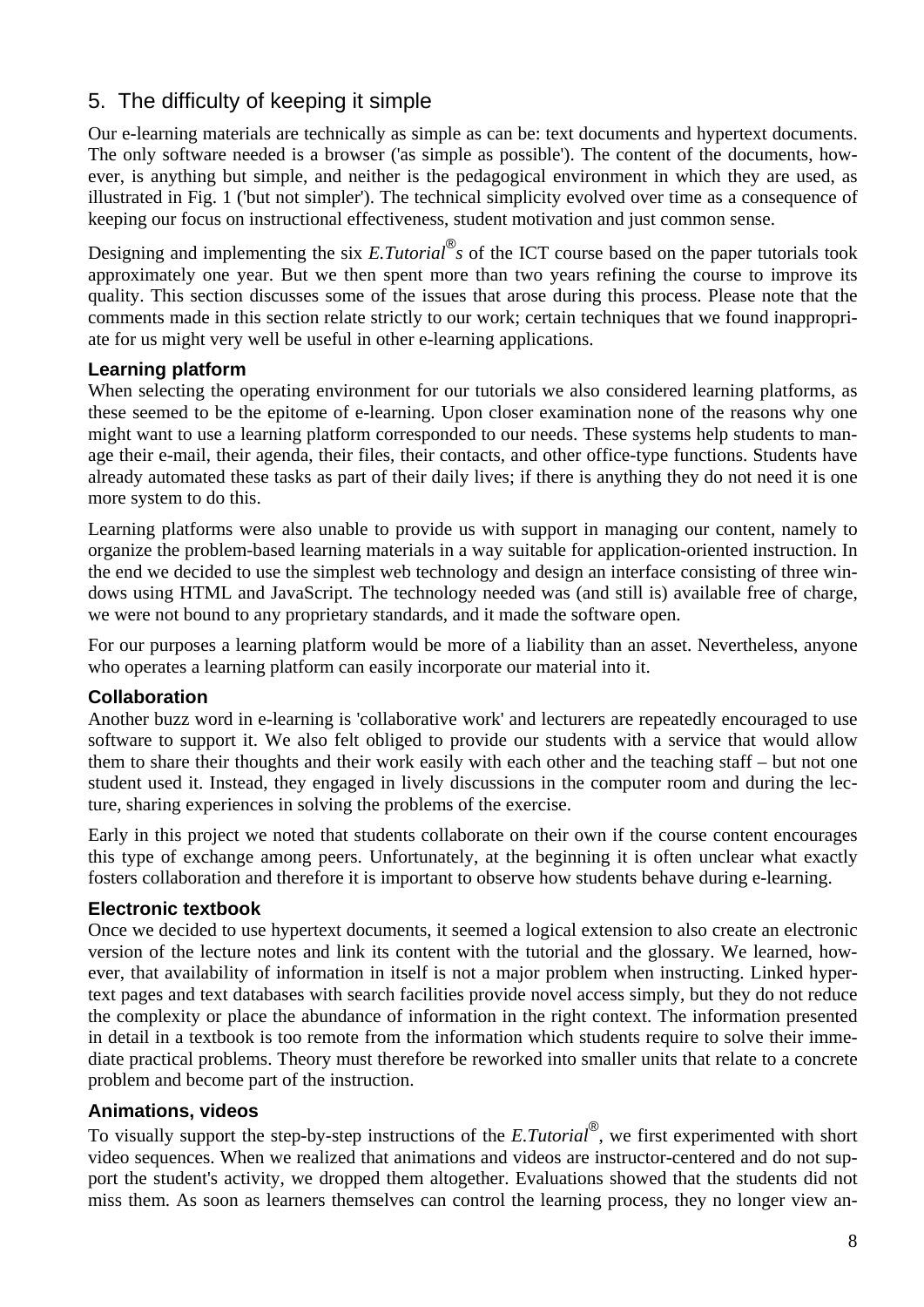## 5. The difficulty of keeping it simple

Our e-learning materials are technically as simple as can be: text documents and hypertext documents. The only software needed is a browser ('as simple as possible'). The content of the documents, however, is anything but simple, and neither is the pedagogical environment in which they are used, as illustrated in Fig. 1 ('but not simpler'). The technical simplicity evolved over time as a consequence of keeping our focus on instructional effectiveness, student motivation and just common sense.

Designing and implementing the six *E.Tutorial®s* of the ICT course based on the paper tutorials took approximately one year. But we then spent more than two years refining the course to improve its quality. This section discusses some of the issues that arose during this process. Please note that the comments made in this section relate strictly to our work; certain techniques that we found inappropriate for us might very well be useful in other e-learning applications.

### Learning platform

When selecting the operating environment for our tutorials we also considered learning platforms, as these seemed to be the epitome of e-learning. Upon closer examination none of the reasons why one might want to use a learning platform corresponded to our needs. These systems help students to manage their e-mail, their agenda, their files, their contacts, and other office-type functions. Students have already automated these tasks as part of their daily lives; if there is anything they do not need it is one more system to do this.

Learning platforms were also unable to provide us with support in managing our content, namely to organize the problem-based learning materials in a way suitable for application-oriented instruction. In the end we decided to use the simplest web technology and design an interface consisting of three windows using HTML and JavaScript. The technology needed was (and still is) available free of charge, we were not bound to any proprietary standards, and it made the software open.

For our purposes a learning platform would be more of a liability than an asset. Nevertheless, anyone who operates a learning platform can easily incorporate our material into it.

### Collaboration

Another buzz word in e-learning is 'collaborative work' and lecturers are repeatedly encouraged to use software to support it. We also felt obliged to provide our students with a service that would allow them to share their thoughts and their work easily with each other and the teaching staff – but not one student used it. Instead, they engaged in lively discussions in the computer room and during the lecture, sharing experiences in solving the problems of the exercise.

Early in this project we noted that students collaborate on their own if the course content encourages this type of exchange among peers. Unfortunately, at the beginning it is often unclear what exactly fosters collaboration and therefore it is important to observe how students behave during e-learning.

### Electronic textbook

Once we decided to use hypertext documents, it seemed a logical extension to also create an electronic version of the lecture notes and link its content with the tutorial and the glossary. We learned, however, that availability of information in itself is not a major problem when instructing. Linked hypertext pages and text databases with search facilities provide novel access simply, but they do not reduce the complexity or place the abundance of information in the right context. The information presented in detail in a textbook is too remote from the information which students require to solve their immediate practical problems. Theory must therefore be reworked into smaller units that relate to a concrete problem and become part of the instruction.

### Animations, videos

To visually support the step-by-step instructions of the *E.Tutorial®*, we first experimented with short video sequences. When we realized that animations and videos are instructor-centered and do not support the student's activity, we dropped them altogether. Evaluations showed that the students did not miss them. As soon as learners themselves can control the learning process, they no longer view an-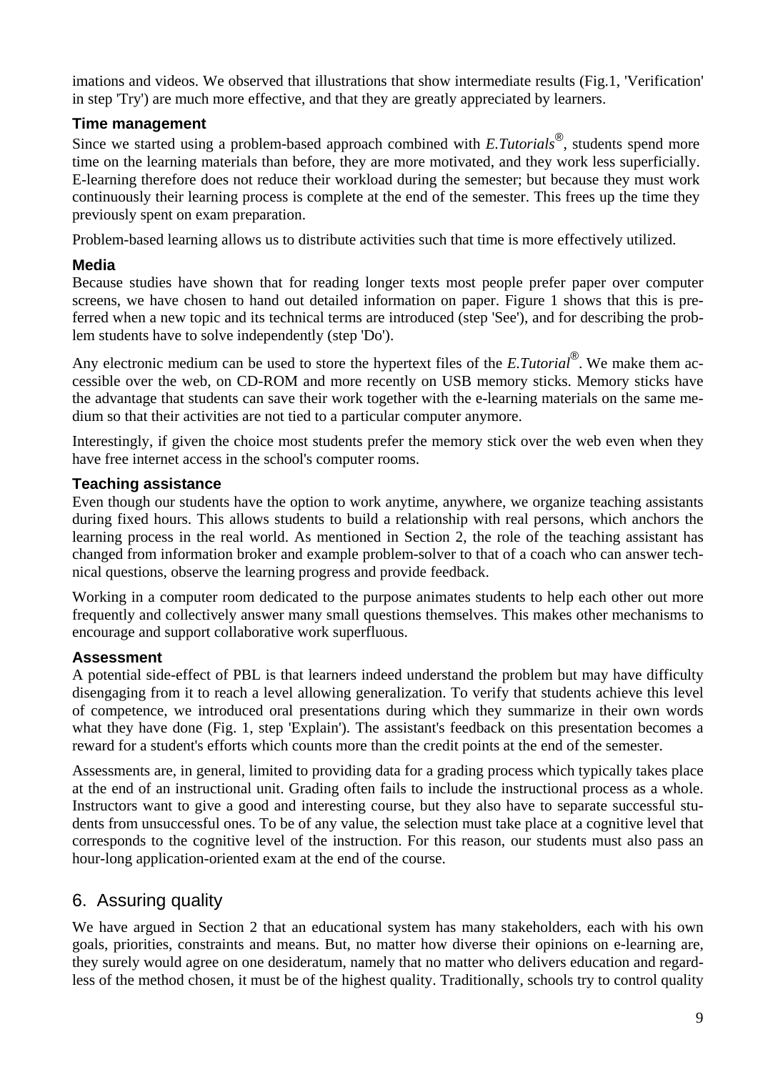imations and videos. We observed that illustrations that show intermediate results (Fig.1, 'Verification' in step 'Try') are much more effective, and that they are greatly appreciated by learners.

### Time management

Since we started using a problem-based approach combined with *E.Tutorials*®, students spend more time on the learning materials than before, they are more motivated, and they work less superficially. E-learning therefore does not reduce their workload during the semester; but because they must work continuously their learning process is complete at the end of the semester. This frees up the time they previously spent on exam preparation.

Problem-based learning allows us to distribute activities such that time is more effectively utilized.

### Media

Because studies have shown that for reading longer texts most people prefer paper over computer screens, we have chosen to hand out detailed information on paper. Figure 1 shows that this is preferred when a new topic and its technical terms are introduced (step 'See'), and for describing the problem students have to solve independently (step 'Do').

Any electronic medium can be used to store the hypertext files of the *E.Tutorial*®. We make them accessible over the web, on CD-ROM and more recently on USB memory sticks. Memory sticks have the advantage that students can save their work together with the e-learning materials on the same medium so that their activities are not tied to a particular computer anymore.

Interestingly, if given the choice most students prefer the memory stick over the web even when they have free internet access in the school's computer rooms.

### Teaching assistance

Even though our students have the option to work anytime, anywhere, we organize teaching assistants during fixed hours. This allows students to build a relationship with real persons, which anchors the learning process in the real world. As mentioned in Section 2, the role of the teaching assistant has changed from information broker and example problem-solver to that of a coach who can answer technical questions, observe the learning progress and provide feedback.

Working in a computer room dedicated to the purpose animates students to help each other out more frequently and collectively answer many small questions themselves. This makes other mechanisms to encourage and support collaborative work superfluous.

### Assessment

A potential side-effect of PBL is that learners indeed understand the problem but may have difficulty disengaging from it to reach a level allowing generalization. To verify that students achieve this level of competence, we introduced oral presentations during which they summarize in their own words what they have done (Fig. 1, step 'Explain'). The assistant's feedback on this presentation becomes a reward for a student's efforts which counts more than the credit points at the end of the semester.

Assessments are, in general, limited to providing data for a grading process which typically takes place at the end of an instructional unit. Grading often fails to include the instructional process as a whole. Instructors want to give a good and interesting course, but they also have to separate successful students from unsuccessful ones. To be of any value, the selection must take place at a cognitive level that corresponds to the cognitive level of the instruction. For this reason, our students must also pass an hour-long application-oriented exam at the end of the course.

## 6. Assuring quality

We have argued in Section 2 that an educational system has many stakeholders, each with his own goals, priorities, constraints and means. But, no matter how diverse their opinions on e-learning are, they surely would agree on one desideratum, namely that no matter who delivers education and regardless of the method chosen, it must be of the highest quality. Traditionally, schools try to control quality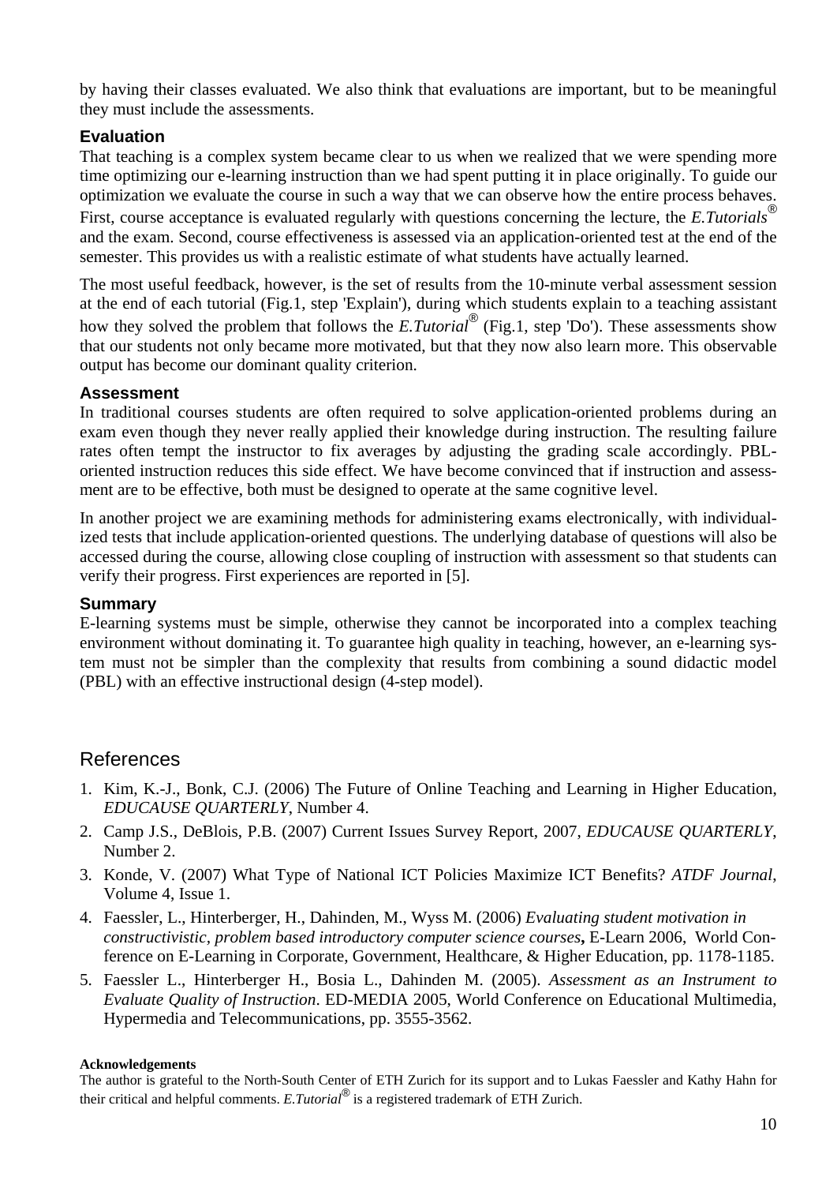by having their classes evaluated. We also think that evaluations are important, but to be meaningful they must include the assessments.

### Evaluation

That teaching is a complex system became clear to us when we realized that we were spending more time optimizing our e-learning instruction than we had spent putting it in place originally. To guide our optimization we evaluate the course in such a way that we can observe how the entire process behaves. First, course acceptance is evaluated regularly with questions concerning the lecture, the *E.Tutorials*® and the exam. Second, course effectiveness is assessed via an application-oriented test at the end of the semester. This provides us with a realistic estimate of what students have actually learned.

The most useful feedback, however, is the set of results from the 10-minute verbal assessment session at the end of each tutorial (Fig.1, step 'Explain'), during which students explain to a teaching assistant how they solved the problem that follows the *E.Tutorial*® (Fig.1, step 'Do'). These assessments show that our students not only became more motivated, but that they now also learn more. This observable output has become our dominant quality criterion.

### Assessment

In traditional courses students are often required to solve application-oriented problems during an exam even though they never really applied their knowledge during instruction. The resulting failure rates often tempt the instructor to fix averages by adjusting the grading scale accordingly. PBL-oriented instruction reduces this side effect. We have become convinced that if instruction and assessment are to be effective, both must be designed to operate at the same cognitive level.

In another project we are examining methods for administering exams electronically, with individualized tests that include application-oriented questions. The underlying database of questions will also be accessed during the course, allowing close coupling of instruction with assessment so that students can verify their progress. First experiences are reported in [5].

### Summary

E-learning systems must be simple, otherwise they cannot be incorporated into a complex teaching environment without dominating it. To guarantee high quality in teaching, however, an e-learning system must not be simpler than the complexity that results from combining a sound didactic model (PBL) with an effective instructional design (4-step model).

## References

1. Kim, K.-J., Bonk, C.J. (2006) The Future of Online Teaching and Learning in Higher Education, *EDUCAUSE QUARTERLY*, Number 4.
2. Camp J.S., DeBlois, P.B. (2007) Current Issues Survey Report, 2007, *EDUCAUSE QUARTERLY*, Number 2.
3. Konde, V. (2007) What Type of National ICT Policies Maximize ICT Benefits? *ATDF Journal*, Volume 4, Issue 1.
4. Faessler, L., Hinterberger, H., Dahinden, M., Wyss M. (2006) *Evaluating student motivation in constructivistic, problem based introductory computer science courses*, E-Learn 2006, World Conference on E-Learning in Corporate, Government, Healthcare, & Higher Education, pp. 1178-1185.
5. Faessler L., Hinterberger H., Bosia L., Dahinden M. (2005). *Assessment as an Instrument to Evaluate Quality of Instruction*. ED-MEDIA 2005, World Conference on Educational Multimedia, Hypermedia and Telecommunications, pp. 3555-3562.

**Acknowledgements**

The author is grateful to the North-South Center of ETH Zurich for its support and to Lukas Faessler and Kathy Hahn for their critical and helpful comments. *E.Tutorial*® is a registered trademark of ETH Zurich.